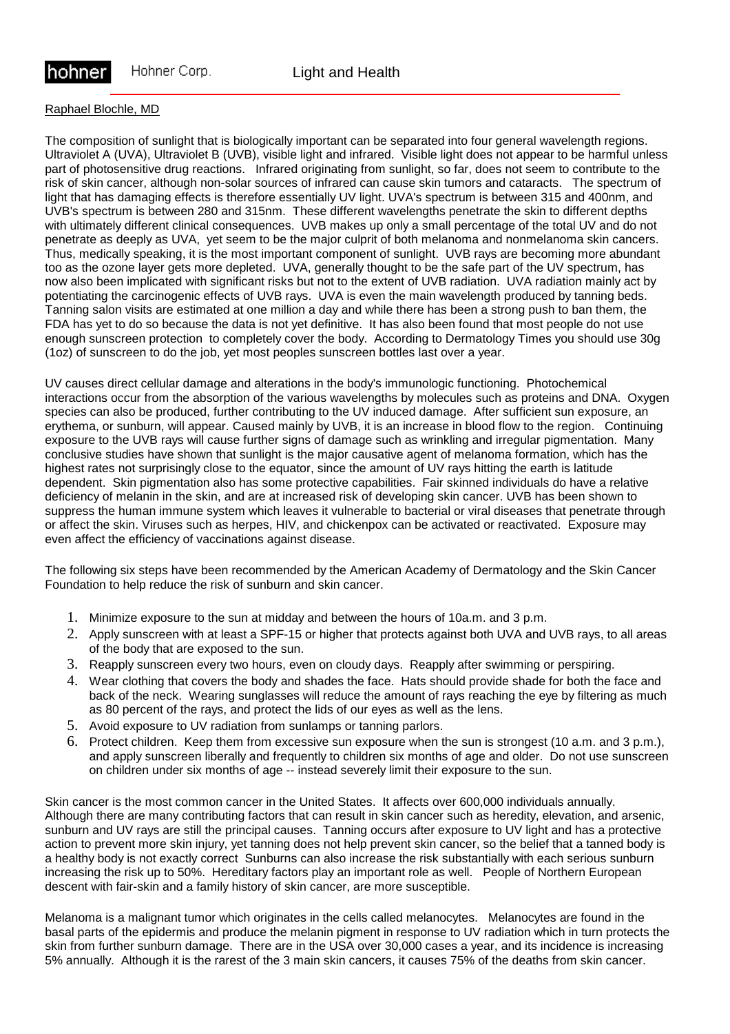# Light and Health

Raphael Blochle, MD

The composition of sunlight that is biologically important can be separated into four general wavelength regions. Ultraviolet A (UVA), Ultraviolet B (UVB), visible light and infrared. Visible light does not appear to be harmful unless part of photosensitive drug reactions. Infrared originating from sunlight, so far, does not seem to contribute to the risk of skin cancer, although non-solar sources of infrared can cause skin tumors and cataracts. The spectrum of light that has damaging effects is therefore essentially UV light. UVA's spectrum is between 315 and 400nm, and UVB's spectrum is between 280 and 315nm. These different wavelengths penetrate the skin to different depths with ultimately different clinical consequences. UVB makes up only a small percentage of the total UV and do not penetrate as deeply as UVA, yet seem to be the major culprit of both melanoma and nonmelanoma skin cancers. Thus, medically speaking, it is the most important component of sunlight. UVB rays are becoming more abundant too as the ozone layer gets more depleted. UVA, generally thought to be the safe part of the UV spectrum, has now also been implicated with significant risks but not to the extent of UVB radiation. UVA radiation mainly act by potentiating the carcinogenic effects of UVB rays. UVA is even the main wavelength produced by tanning beds. Tanning salon visits are estimated at one million a day and while there has been a strong push to ban them, the FDA has yet to do so because the data is not yet definitive. It has also been found that most people do not use enough sunscreen protection to completely cover the body. According to Dermatology Times you should use 30g (1oz) of sunscreen to do the job, yet most peoples sunscreen bottles last over a year.

UV causes direct cellular damage and alterations in the body's immunologic functioning. Photochemical interactions occur from the absorption of the various wavelengths by molecules such as proteins and DNA. Oxygen species can also be produced, further contributing to the UV induced damage. After sufficient sun exposure, an erythema, or sunburn, will appear. Caused mainly by UVB, it is an increase in blood flow to the region. Continuing exposure to the UVB rays will cause further signs of damage such as wrinkling and irregular pigmentation. Many conclusive studies have shown that sunlight is the major causative agent of melanoma formation, which has the highest rates not surprisingly close to the equator, since the amount of UV rays hitting the earth is latitude dependent. Skin pigmentation also has some protective capabilities. Fair skinned individuals do have a relative deficiency of melanin in the skin, and are at increased risk of developing skin cancer. UVB has been shown to suppress the human immune system which leaves it vulnerable to bacterial or viral diseases that penetrate through or affect the skin. Viruses such as herpes, HIV, and chickenpox can be activated or reactivated. Exposure may even affect the efficiency of vaccinations against disease.

The following six steps have been recommended by the American Academy of Dermatology and the Skin Cancer Foundation to help reduce the risk of sunburn and skin cancer.

1. Minimize exposure to the sun at midday and between the hours of 10a.m. and 3 p.m.
2. Apply sunscreen with at least a SPF-15 or higher that protects against both UVA and UVB rays, to all areas of the body that are exposed to the sun.
3. Reapply sunscreen every two hours, even on cloudy days. Reapply after swimming or perspiring.
4. Wear clothing that covers the body and shades the face. Hats should provide shade for both the face and back of the neck. Wearing sunglasses will reduce the amount of rays reaching the eye by filtering as much as 80 percent of the rays, and protect the lids of our eyes as well as the lens.
5. Avoid exposure to UV radiation from sunlamps or tanning parlors.
6. Protect children. Keep them from excessive sun exposure when the sun is strongest (10 a.m. and 3 p.m.), and apply sunscreen liberally and frequently to children six months of age and older. Do not use sunscreen on children under six months of age -- instead severely limit their exposure to the sun.

Skin cancer is the most common cancer in the United States. It affects over 600,000 individuals annually. Although there are many contributing factors that can result in skin cancer such as heredity, elevation, and arsenic, sunburn and UV rays are still the principal causes. Tanning occurs after exposure to UV light and has a protective action to prevent more skin injury, yet tanning does not help prevent skin cancer, so the belief that a tanned body is a healthy body is not exactly correct Sunburns can also increase the risk substantially with each serious sunburn increasing the risk up to 50%. Hereditary factors play an important role as well. People of Northern European descent with fair-skin and a family history of skin cancer, are more susceptible.

Melanoma is a malignant tumor which originates in the cells called melanocytes. Melanocytes are found in the basal parts of the epidermis and produce the melanin pigment in response to UV radiation which in turn protects the skin from further sunburn damage. There are in the USA over 30,000 cases a year, and its incidence is increasing 5% annually. Although it is the rarest of the 3 main skin cancers, it causes 75% of the deaths from skin cancer.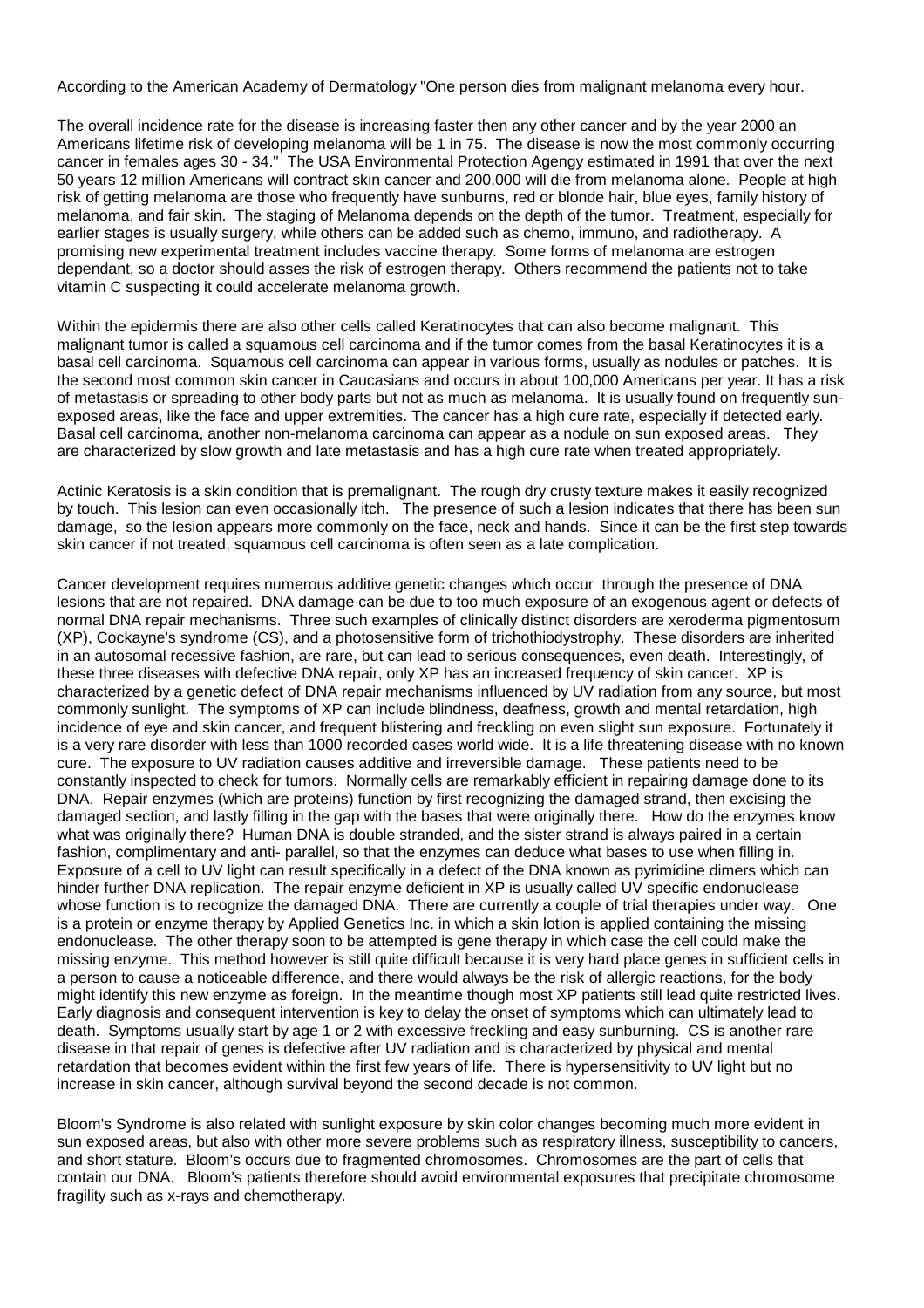According to the American Academy of Dermatology "One person dies from malignant melanoma every hour.

The overall incidence rate for the disease is increasing faster then any other cancer and by the year 2000 an Americans lifetime risk of developing melanoma will be 1 in 75. The disease is now the most commonly occurring cancer in females ages 30 - 34." The USA Environmental Protection Agengy estimated in 1991 that over the next 50 years 12 million Americans will contract skin cancer and 200,000 will die from melanoma alone. People at high risk of getting melanoma are those who frequently have sunburns, red or blonde hair, blue eyes, family history of melanoma, and fair skin. The staging of Melanoma depends on the depth of the tumor. Treatment, especially for earlier stages is usually surgery, while others can be added such as chemo, immuno, and radiotherapy. A promising new experimental treatment includes vaccine therapy. Some forms of melanoma are estrogen dependant, so a doctor should asses the risk of estrogen therapy. Others recommend the patients not to take vitamin C suspecting it could accelerate melanoma growth.

Within the epidermis there are also other cells called Keratinocytes that can also become malignant. This malignant tumor is called a squamous cell carcinoma and if the tumor comes from the basal Keratinocytes it is a basal cell carcinoma. Squamous cell carcinoma can appear in various forms, usually as nodules or patches. It is the second most common skin cancer in Caucasians and occurs in about 100,000 Americans per year. It has a risk of metastasis or spreading to other body parts but not as much as melanoma. It is usually found on frequently sun-exposed areas, like the face and upper extremities. The cancer has a high cure rate, especially if detected early. Basal cell carcinoma, another non-melanoma carcinoma can appear as a nodule on sun exposed areas. They are characterized by slow growth and late metastasis and has a high cure rate when treated appropriately.

Actinic Keratosis is a skin condition that is premalignant. The rough dry crusty texture makes it easily recognized by touch. This lesion can even occasionally itch. The presence of such a lesion indicates that there has been sun damage, so the lesion appears more commonly on the face, neck and hands. Since it can be the first step towards skin cancer if not treated, squamous cell carcinoma is often seen as a late complication.

Cancer development requires numerous additive genetic changes which occur through the presence of DNA lesions that are not repaired. DNA damage can be due to too much exposure of an exogenous agent or defects of normal DNA repair mechanisms. Three such examples of clinically distinct disorders are xeroderma pigmentosum (XP), Cockayne's syndrome (CS), and a photosensitive form of trichothiodystrophy. These disorders are inherited in an autosomal recessive fashion, are rare, but can lead to serious consequences, even death. Interestingly, of these three diseases with defective DNA repair, only XP has an increased frequency of skin cancer. XP is characterized by a genetic defect of DNA repair mechanisms influenced by UV radiation from any source, but most commonly sunlight. The symptoms of XP can include blindness, deafness, growth and mental retardation, high incidence of eye and skin cancer, and frequent blistering and freckling on even slight sun exposure. Fortunately it is a very rare disorder with less than 1000 recorded cases world wide. It is a life threatening disease with no known cure. The exposure to UV radiation causes additive and irreversible damage. These patients need to be constantly inspected to check for tumors. Normally cells are remarkably efficient in repairing damage done to its DNA. Repair enzymes (which are proteins) function by first recognizing the damaged strand, then excising the damaged section, and lastly filling in the gap with the bases that were originally there. How do the enzymes know what was originally there? Human DNA is double stranded, and the sister strand is always paired in a certain fashion, complimentary and anti- parallel, so that the enzymes can deduce what bases to use when filling in. Exposure of a cell to UV light can result specifically in a defect of the DNA known as pyrimidine dimers which can hinder further DNA replication. The repair enzyme deficient in XP is usually called UV specific endonuclease whose function is to recognize the damaged DNA. There are currently a couple of trial therapies under way. One is a protein or enzyme therapy by Applied Genetics Inc. in which a skin lotion is applied containing the missing endonuclease. The other therapy soon to be attempted is gene therapy in which case the cell could make the missing enzyme. This method however is still quite difficult because it is very hard place genes in sufficient cells in a person to cause a noticeable difference, and there would always be the risk of allergic reactions, for the body might identify this new enzyme as foreign. In the meantime though most XP patients still lead quite restricted lives. Early diagnosis and consequent intervention is key to delay the onset of symptoms which can ultimately lead to death. Symptoms usually start by age 1 or 2 with excessive freckling and easy sunburning. CS is another rare disease in that repair of genes is defective after UV radiation and is characterized by physical and mental retardation that becomes evident within the first few years of life. There is hypersensitivity to UV light but no increase in skin cancer, although survival beyond the second decade is not common.

Bloom's Syndrome is also related with sunlight exposure by skin color changes becoming much more evident in sun exposed areas, but also with other more severe problems such as respiratory illness, susceptibility to cancers, and short stature. Bloom's occurs due to fragmented chromosomes. Chromosomes are the part of cells that contain our DNA. Bloom's patients therefore should avoid environmental exposures that precipitate chromosome fragility such as x-rays and chemotherapy.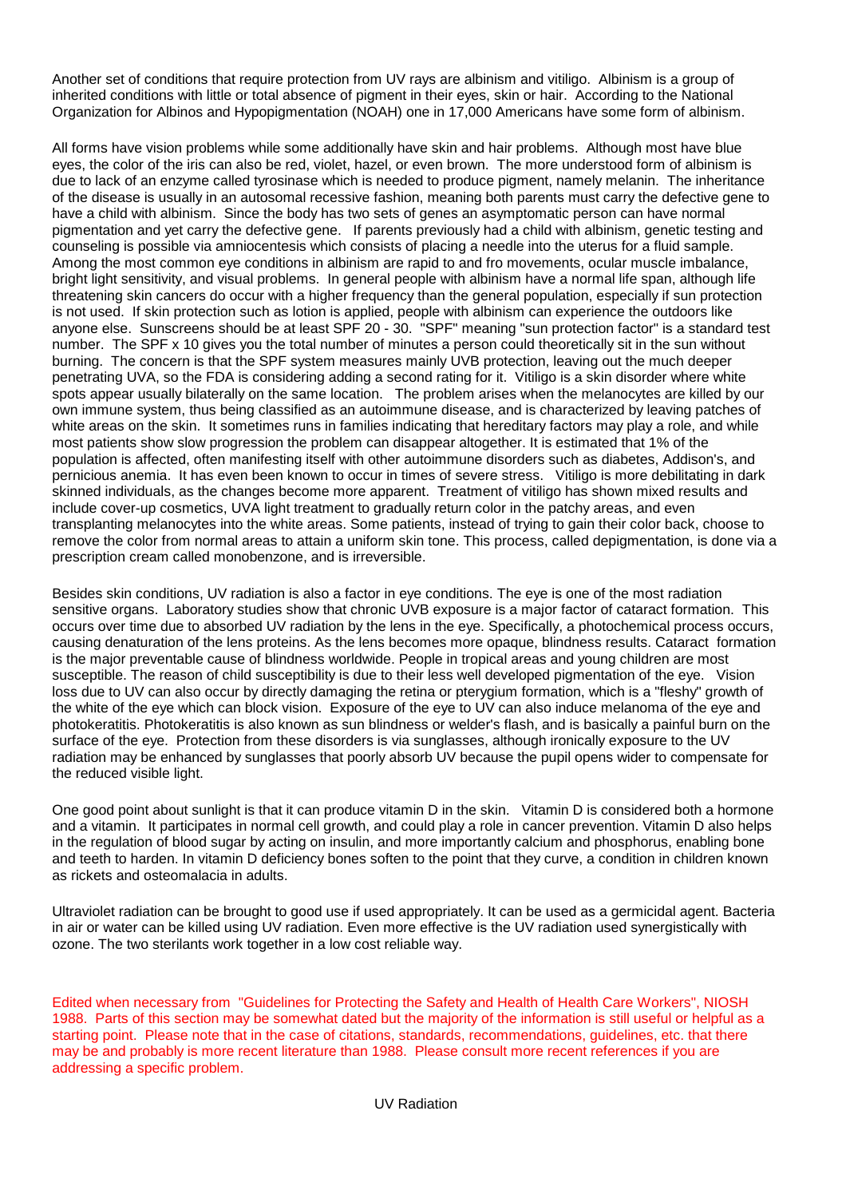Another set of conditions that require protection from UV rays are albinism and vitiligo. Albinism is a group of inherited conditions with little or total absence of pigment in their eyes, skin or hair. According to the National Organization for Albinos and Hypopigmentation (NOAH) one in 17,000 Americans have some form of albinism.

All forms have vision problems while some additionally have skin and hair problems. Although most have blue eyes, the color of the iris can also be red, violet, hazel, or even brown. The more understood form of albinism is due to lack of an enzyme called tyrosinase which is needed to produce pigment, namely melanin. The inheritance of the disease is usually in an autosomal recessive fashion, meaning both parents must carry the defective gene to have a child with albinism. Since the body has two sets of genes an asymptomatic person can have normal pigmentation and yet carry the defective gene. If parents previously had a child with albinism, genetic testing and counseling is possible via amniocentesis which consists of placing a needle into the uterus for a fluid sample. Among the most common eye conditions in albinism are rapid to and fro movements, ocular muscle imbalance, bright light sensitivity, and visual problems. In general people with albinism have a normal life span, although life threatening skin cancers do occur with a higher frequency than the general population, especially if sun protection is not used. If skin protection such as lotion is applied, people with albinism can experience the outdoors like anyone else. Sunscreens should be at least SPF 20 - 30. "SPF" meaning "sun protection factor" is a standard test number. The SPF x 10 gives you the total number of minutes a person could theoretically sit in the sun without burning. The concern is that the SPF system measures mainly UVB protection, leaving out the much deeper penetrating UVA, so the FDA is considering adding a second rating for it. Vitiligo is a skin disorder where white spots appear usually bilaterally on the same location. The problem arises when the melanocytes are killed by our own immune system, thus being classified as an autoimmune disease, and is characterized by leaving patches of white areas on the skin. It sometimes runs in families indicating that hereditary factors may play a role, and while most patients show slow progression the problem can disappear altogether. It is estimated that 1% of the population is affected, often manifesting itself with other autoimmune disorders such as diabetes, Addison's, and pernicious anemia. It has even been known to occur in times of severe stress. Vitiligo is more debilitating in dark skinned individuals, as the changes become more apparent. Treatment of vitiligo has shown mixed results and include cover-up cosmetics, UVA light treatment to gradually return color in the patchy areas, and even transplanting melanocytes into the white areas. Some patients, instead of trying to gain their color back, choose to remove the color from normal areas to attain a uniform skin tone. This process, called depigmentation, is done via a prescription cream called monobenzone, and is irreversible.

Besides skin conditions, UV radiation is also a factor in eye conditions. The eye is one of the most radiation sensitive organs. Laboratory studies show that chronic UVB exposure is a major factor of cataract formation. This occurs over time due to absorbed UV radiation by the lens in the eye. Specifically, a photochemical process occurs, causing denaturation of the lens proteins. As the lens becomes more opaque, blindness results. Cataract formation is the major preventable cause of blindness worldwide. People in tropical areas and young children are most susceptible. The reason of child susceptibility is due to their less well developed pigmentation of the eye. Vision loss due to UV can also occur by directly damaging the retina or pterygium formation, which is a "fleshy" growth of the white of the eye which can block vision. Exposure of the eye to UV can also induce melanoma of the eye and photokeratitis. Photokeratitis is also known as sun blindness or welder's flash, and is basically a painful burn on the surface of the eye. Protection from these disorders is via sunglasses, although ironically exposure to the UV radiation may be enhanced by sunglasses that poorly absorb UV because the pupil opens wider to compensate for the reduced visible light.

One good point about sunlight is that it can produce vitamin D in the skin. Vitamin D is considered both a hormone and a vitamin. It participates in normal cell growth, and could play a role in cancer prevention. Vitamin D also helps in the regulation of blood sugar by acting on insulin, and more importantly calcium and phosphorus, enabling bone and teeth to harden. In vitamin D deficiency bones soften to the point that they curve, a condition in children known as rickets and osteomalacia in adults.

Ultraviolet radiation can be brought to good use if used appropriately. It can be used as a germicidal agent. Bacteria in air or water can be killed using UV radiation. Even more effective is the UV radiation used synergistically with ozone. The two sterilants work together in a low cost reliable way.

Edited when necessary from "Guidelines for Protecting the Safety and Health of Health Care Workers", NIOSH 1988. Parts of this section may be somewhat dated but the majority of the information is still useful or helpful as a starting point. Please note that in the case of citations, standards, recommendations, guidelines, etc. that there may be and probably is more recent literature than 1988. Please consult more recent references if you are addressing a specific problem.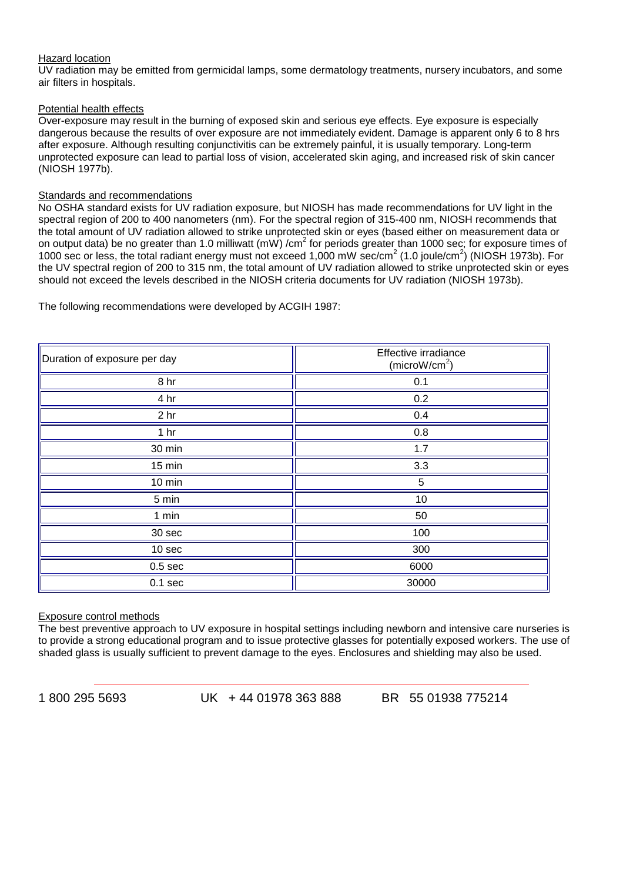Hazard location

UV radiation may be emitted from germicidal lamps, some dermatology treatments, nursery incubators, and some air filters in hospitals.

Potential health effects

Over-exposure may result in the burning of exposed skin and serious eye effects. Eye exposure is especially dangerous because the results of over exposure are not immediately evident. Damage is apparent only 6 to 8 hrs after exposure. Although resulting conjunctivitis can be extremely painful, it is usually temporary. Long-term unprotected exposure can lead to partial loss of vision, accelerated skin aging, and increased risk of skin cancer (NIOSH 1977b).

Standards and recommendations

No OSHA standard exists for UV radiation exposure, but NIOSH has made recommendations for UV light in the spectral region of 200 to 400 nanometers (nm). For the spectral region of 315-400 nm, NIOSH recommends that the total amount of UV radiation allowed to strike unprotected skin or eyes (based either on measurement data or on output data) be no greater than 1.0 milliwatt (mW) /cm$^2$ for periods greater than 1000 sec; for exposure times of 1000 sec or less, the total radiant energy must not exceed 1,000 mW sec/cm$^2$ (1.0 joule/cm$^2$) (NIOSH 1973b). For the UV spectral region of 200 to 315 nm, the total amount of UV radiation allowed to strike unprotected skin or eyes should not exceed the levels described in the NIOSH criteria documents for UV radiation (NIOSH 1973b).

The following recommendations were developed by ACGIH 1987:

| Duration of exposure per day | Effective irradiance (microW/cm$^2$) |
|---|---|
| 8 hr | 0.1 |
| 4 hr | 0.2 |
| 2 hr | 0.4 |
| 1 hr | 0.8 |
| 30 min | 1.7 |
| 15 min | 3.3 |
| 10 min | 5 |
| 5 min | 10 |
| 1 min | 50 |
| 30 sec | 100 |
| 10 sec | 300 |
| 0.5 sec | 6000 |
| 0.1 sec | 30000 |

Exposure control methods

The best preventive approach to UV exposure in hospital settings including newborn and intensive care nurseries is to provide a strong educational program and to issue protective glasses for potentially exposed workers. The use of shaded glass is usually sufficient to prevent damage to the eyes. Enclosures and shielding may also be used.

1 800 295 5693 UK + 44 01978 363 888 BR 55 01938 775214